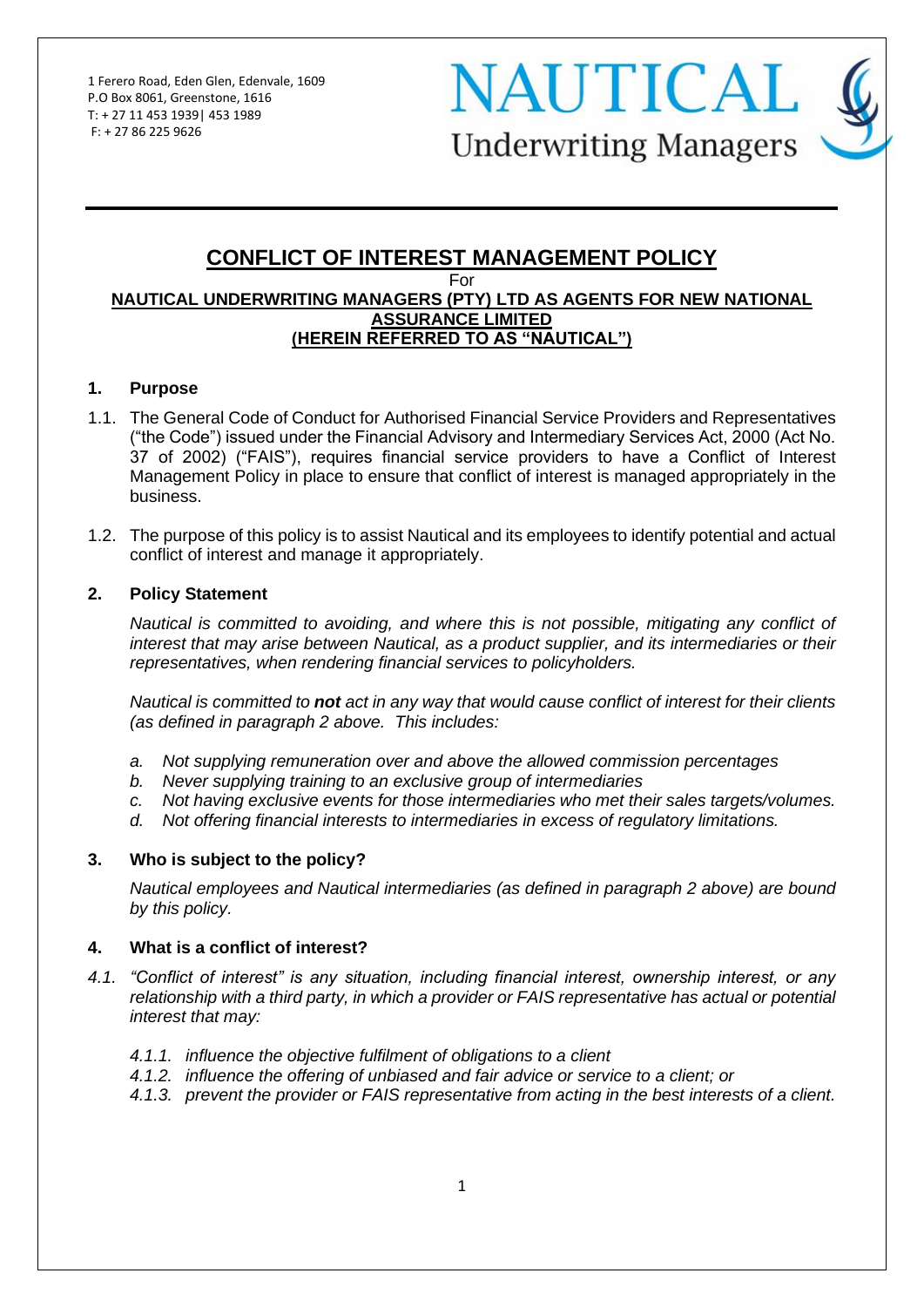1 Ferero Road, Eden Glen, Edenvale, 1609
P.O Box 8061, Greenstone, 1616
T: + 27 11 453 1939| 453 1989
F: + 27 86 225 9626

NAUTICAL Underwriting Managers

# CONFLICT OF INTEREST MANAGEMENT POLICY

For

**NAUTICAL UNDERWRITING MANAGERS (PTY) LTD AS AGENTS FOR NEW NATIONAL ASSURANCE LIMITED (HEREIN REFERRED TO AS "NAUTICAL")**

## 1. Purpose

1.1. The General Code of Conduct for Authorised Financial Service Providers and Representatives ("the Code") issued under the Financial Advisory and Intermediary Services Act, 2000 (Act No. 37 of 2002) ("FAIS"), requires financial service providers to have a Conflict of Interest Management Policy in place to ensure that conflict of interest is managed appropriately in the business.

1.2. The purpose of this policy is to assist Nautical and its employees to identify potential and actual conflict of interest and manage it appropriately.

## 2. Policy Statement

*Nautical is committed to avoiding, and where this is not possible, mitigating any conflict of interest that may arise between Nautical, as a product supplier, and its intermediaries or their representatives, when rendering financial services to policyholders.*

*Nautical is committed to **not** act in any way that would cause conflict of interest for their clients (as defined in paragraph 2 above. This includes:*

*a. Not supplying remuneration over and above the allowed commission percentages*
*b. Never supplying training to an exclusive group of intermediaries*
*c. Not having exclusive events for those intermediaries who met their sales targets/volumes.*
*d. Not offering financial interests to intermediaries in excess of regulatory limitations.*

## 3. Who is subject to the policy?

*Nautical employees and Nautical intermediaries (as defined in paragraph 2 above) are bound by this policy.*

## 4. What is a conflict of interest?

*4.1. "Conflict of interest" is any situation, including financial interest, ownership interest, or any relationship with a third party, in which a provider or FAIS representative has actual or potential interest that may:*

*4.1.1. influence the objective fulfilment of obligations to a client*
*4.1.2. influence the offering of unbiased and fair advice or service to a client; or*
*4.1.3. prevent the provider or FAIS representative from acting in the best interests of a client.*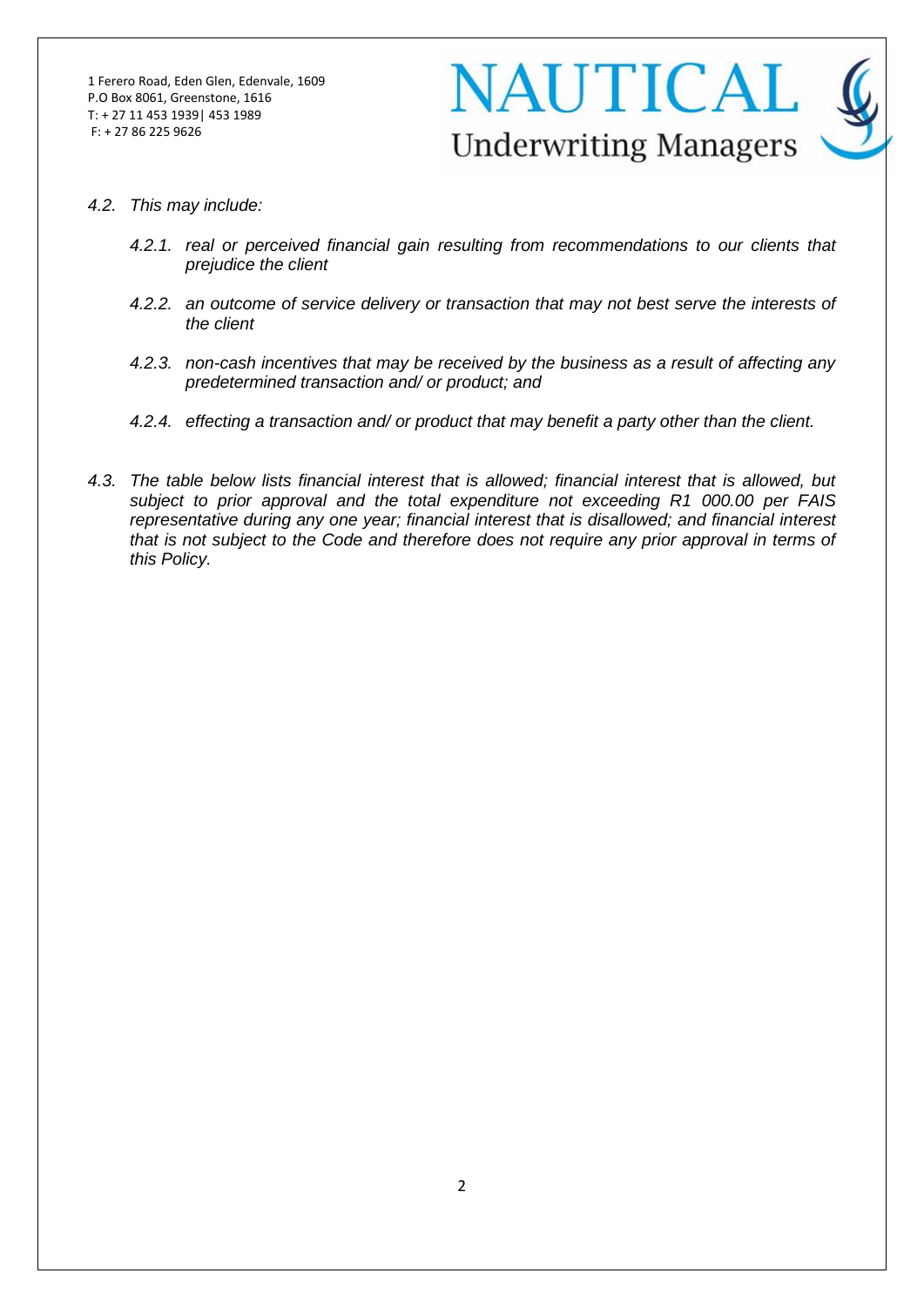*4.2. This may include:*

*4.2.1. real or perceived financial gain resulting from recommendations to our clients that prejudice the client*

*4.2.2. an outcome of service delivery or transaction that may not best serve the interests of the client*

*4.2.3. non-cash incentives that may be received by the business as a result of affecting any predetermined transaction and/ or product; and*

*4.2.4. effecting a transaction and/ or product that may benefit a party other than the client.*

*4.3. The table below lists financial interest that is allowed; financial interest that is allowed, but subject to prior approval and the total expenditure not exceeding R1 000.00 per FAIS representative during any one year; financial interest that is disallowed; and financial interest that is not subject to the Code and therefore does not require any prior approval in terms of this Policy.*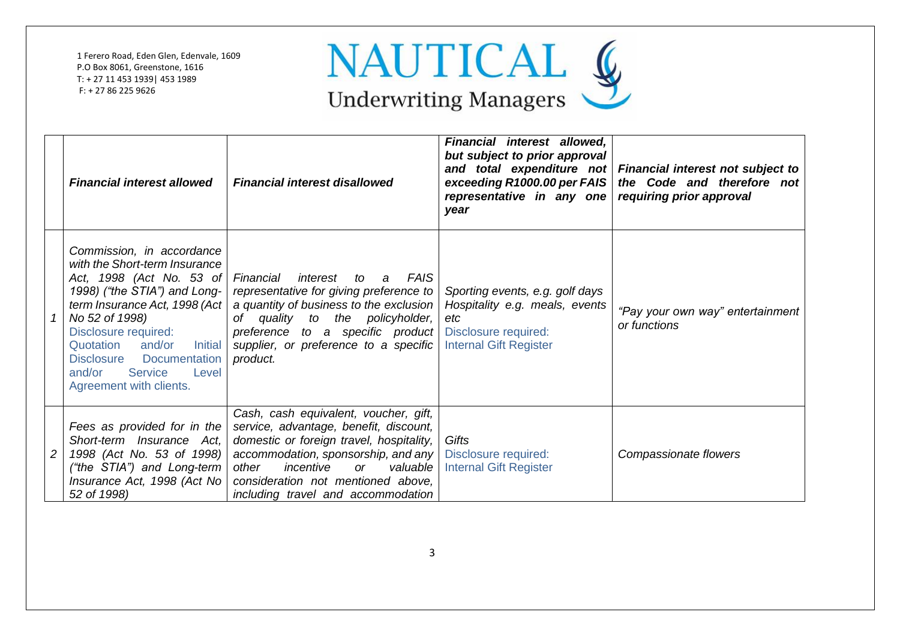1 Ferero Road, Eden Glen, Edenvale, 1609
P.O Box 8061, Greenstone, 1616
T: + 27 11 453 1939| 453 1989
F: + 27 86 225 9626

**NAUTICAL**
Underwriting Managers

| | ***Financial interest allowed*** | ***Financial interest disallowed*** | ***Financial interest allowed, but subject to prior approval and total expenditure not exceeding R1000.00 per FAIS representative in any one year*** | ***Financial interest not subject to the Code and therefore not requiring prior approval*** |
|---|---|---|---|---|
| *1* | *Commission, in accordance with the Short-term Insurance Act, 1998 (Act No. 53 of 1998) ("the STIA") and Long-term Insurance Act, 1998 (Act No 52 of 1998)* Disclosure required: Quotation and/or Initial Disclosure Documentation and/or Service Level Agreement with clients. | *Financial interest to a FAIS representative for giving preference to a quantity of business to the exclusion of quality to the policyholder, preference to a specific product supplier, or preference to a specific product.* | *Sporting events, e.g. golf days Hospitality e.g. meals, events etc* Disclosure required: Internal Gift Register | *"Pay your own way" entertainment or functions* |
| *2* | *Fees as provided for in the Short-term Insurance Act, 1998 (Act No. 53 of 1998) ("the STIA") and Long-term Insurance Act, 1998 (Act No 52 of 1998)* | *Cash, cash equivalent, voucher, gift, service, advantage, benefit, discount, domestic or foreign travel, hospitality, accommodation, sponsorship, and any other incentive or valuable consideration not mentioned above, including travel and accommodation* | *Gifts* Disclosure required: Internal Gift Register | *Compassionate flowers* |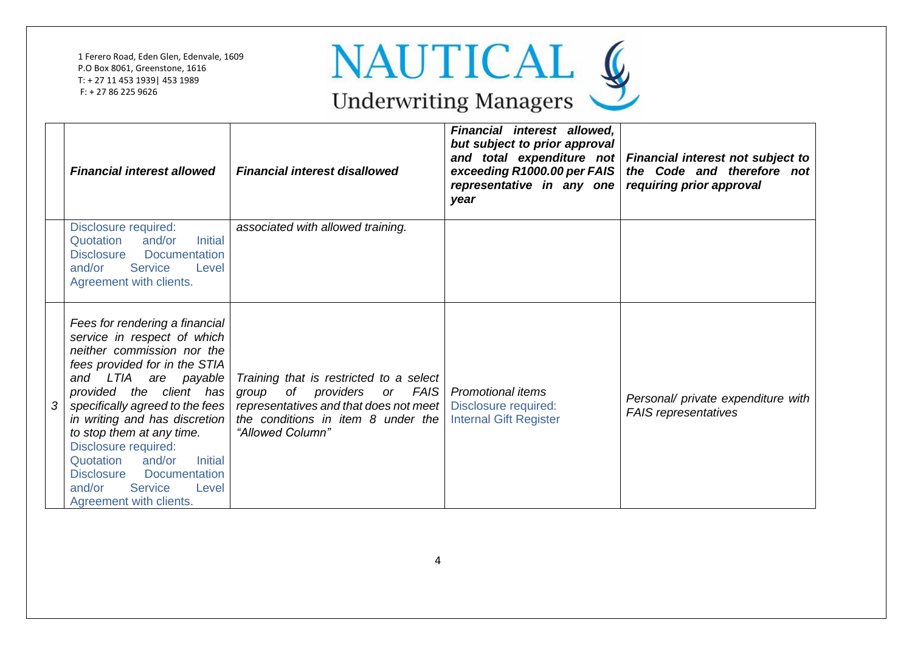| | *Financial interest allowed* | *Financial interest disallowed* | *Financial interest allowed, but subject to prior approval and total expenditure not exceeding R1000.00 per FAIS representative in any one year* | *Financial interest not subject to the Code and therefore not requiring prior approval* |
|---|---|---|---|---|
| | Disclosure required: Quotation and/or Initial Disclosure Documentation and/or Service Level Agreement with clients. | *associated with allowed training.* | | |
| *3* | *Fees for rendering a financial service in respect of which neither commission nor the fees provided for in the STIA and LTIA are payable provided the client has specifically agreed to the fees in writing and has discretion to stop them at any time.* Disclosure required: Quotation and/or Initial Disclosure Documentation and/or Service Level Agreement with clients. | *Training that is restricted to a select group of providers or FAIS representatives and that does not meet the conditions in item 8 under the "Allowed Column"* | *Promotional items* Disclosure required: Internal Gift Register | *Personal/ private expenditure with FAIS representatives* |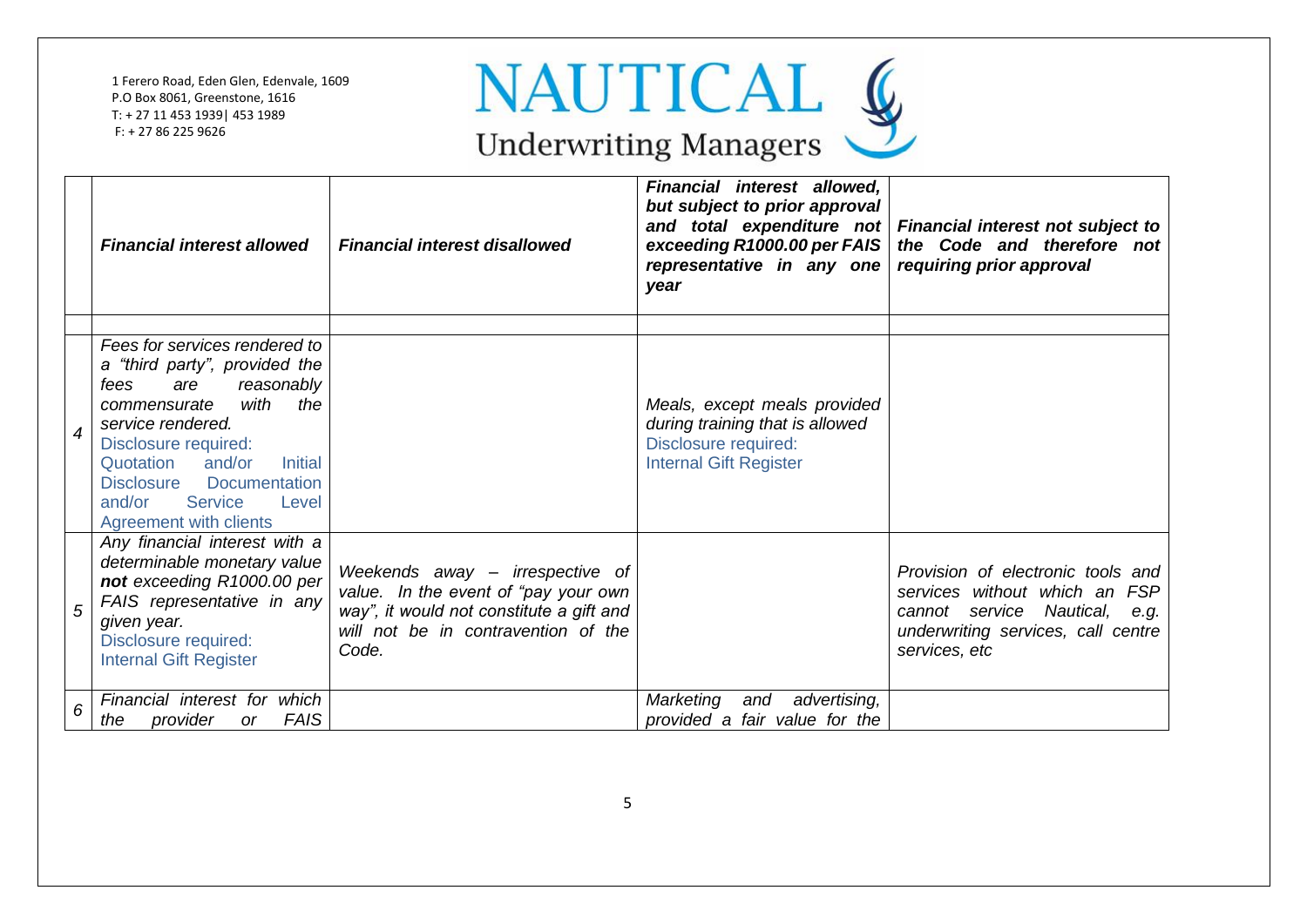| | *Financial interest allowed* | *Financial interest disallowed* | *Financial interest allowed, but subject to prior approval and total expenditure not exceeding R1000.00 per FAIS representative in any one year* | *Financial interest not subject to the Code and therefore not requiring prior approval* |
|---|---|---|---|---|
| | | | | |
| *4* | *Fees for services rendered to a "third party", provided the fees are reasonably commensurate with the service rendered.* Disclosure required: Quotation and/or Initial Disclosure Documentation and/or Service Level Agreement with clients | | *Meals, except meals provided during training that is allowed* Disclosure required: Internal Gift Register | |
| *5* | *Any financial interest with a determinable monetary value **not** exceeding R1000.00 per FAIS representative in any given year.* Disclosure required: Internal Gift Register | *Weekends away – irrespective of value. In the event of "pay your own way", it would not constitute a gift and will not be in contravention of the Code.* | | *Provision of electronic tools and services without which an FSP cannot service Nautical, e.g. underwriting services, call centre services, etc* |
| *6* | *Financial interest for which the provider or FAIS* | | *Marketing and advertising, provided a fair value for the* | |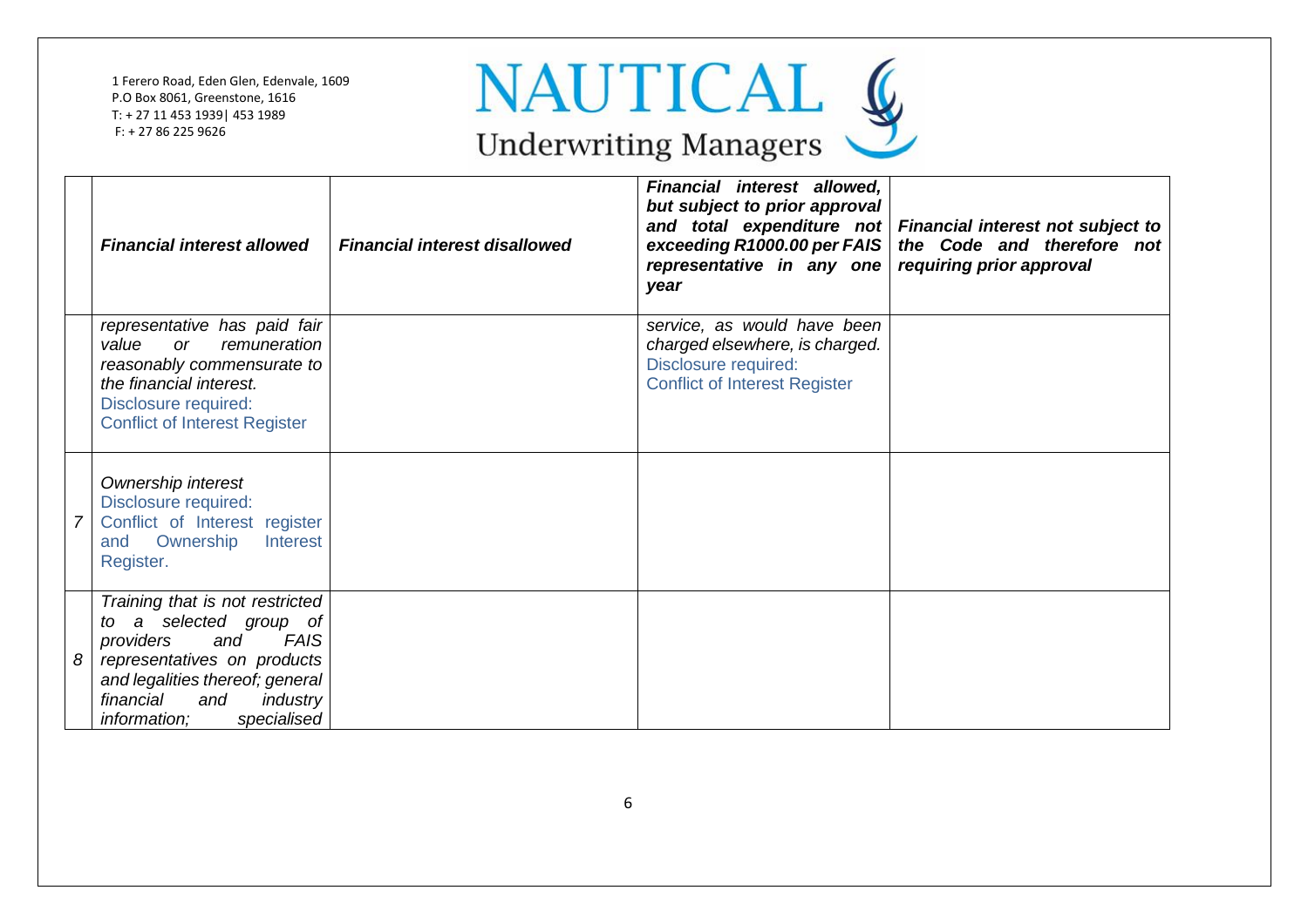| | *Financial interest allowed* | *Financial interest disallowed* | *Financial interest allowed, but subject to prior approval and total expenditure not exceeding R1000.00 per FAIS representative in any one year* | *Financial interest not subject to the Code and therefore not requiring prior approval* |
|---|---|---|---|---|
| | *representative has paid fair value or remuneration reasonably commensurate to the financial interest.* Disclosure required: Conflict of Interest Register | | *service, as would have been charged elsewhere, is charged.* Disclosure required: Conflict of Interest Register | |
| 7 | *Ownership interest* Disclosure required: Conflict of Interest register and Ownership Interest Register. | | | |
| 8 | *Training that is not restricted to a selected group of providers and FAIS representatives on products and legalities thereof; general financial and industry information; specialised* | | | |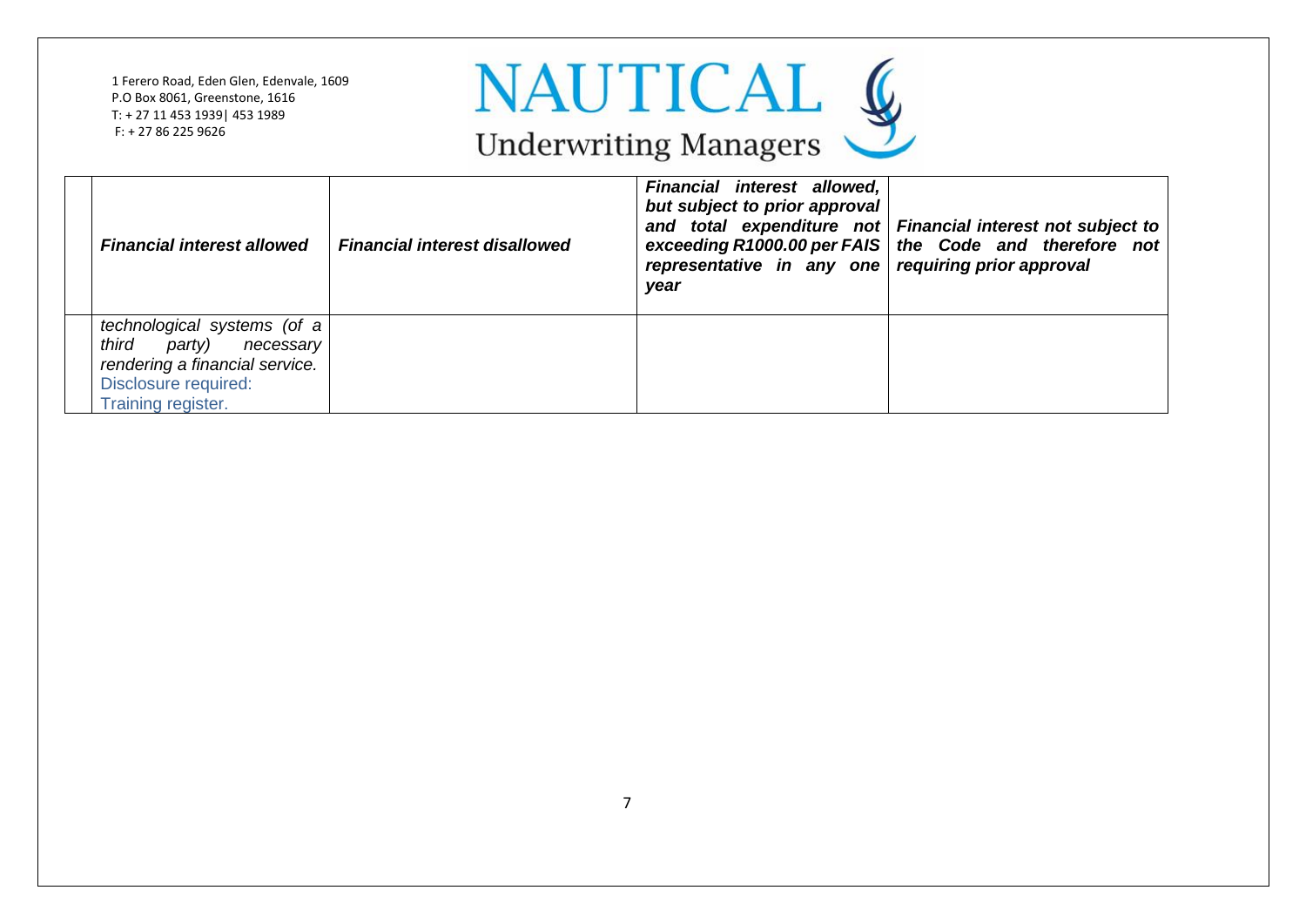| | *Financial interest allowed* | *Financial interest disallowed* | *Financial interest allowed, but subject to prior approval and total expenditure not exceeding R1000.00 per FAIS representative in any one year* | *Financial interest not subject to the Code and therefore not requiring prior approval* |
|---|---|---|---|---|
| | *technological systems (of a third party) necessary rendering a financial service.* Disclosure required: Training register. | | | |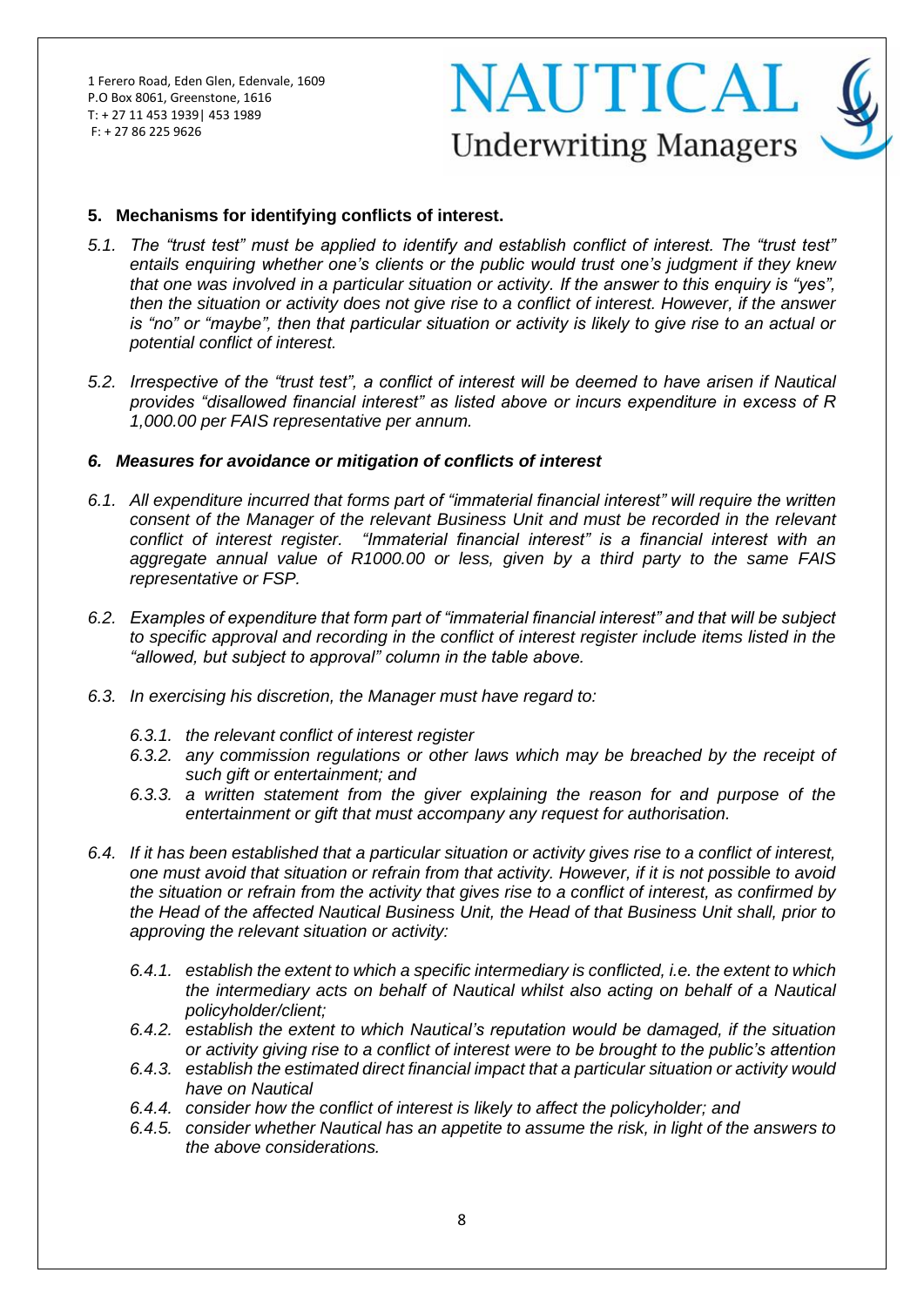## 5. Mechanisms for identifying conflicts of interest.

*5.1. The "trust test" must be applied to identify and establish conflict of interest. The "trust test" entails enquiring whether one's clients or the public would trust one's judgment if they knew that one was involved in a particular situation or activity. If the answer to this enquiry is "yes", then the situation or activity does not give rise to a conflict of interest. However, if the answer is "no" or "maybe", then that particular situation or activity is likely to give rise to an actual or potential conflict of interest.*

*5.2. Irrespective of the "trust test", a conflict of interest will be deemed to have arisen if Nautical provides "disallowed financial interest" as listed above or incurs expenditure in excess of R 1,000.00 per FAIS representative per annum.*

## *6. Measures for avoidance or mitigation of conflicts of interest*

*6.1. All expenditure incurred that forms part of "immaterial financial interest" will require the written consent of the Manager of the relevant Business Unit and must be recorded in the relevant conflict of interest register. "Immaterial financial interest" is a financial interest with an aggregate annual value of R1000.00 or less, given by a third party to the same FAIS representative or FSP.*

*6.2. Examples of expenditure that form part of "immaterial financial interest" and that will be subject to specific approval and recording in the conflict of interest register include items listed in the "allowed, but subject to approval" column in the table above.*

*6.3. In exercising his discretion, the Manager must have regard to:*

- *6.3.1. the relevant conflict of interest register*
- *6.3.2. any commission regulations or other laws which may be breached by the receipt of such gift or entertainment; and*
- *6.3.3. a written statement from the giver explaining the reason for and purpose of the entertainment or gift that must accompany any request for authorisation.*

*6.4. If it has been established that a particular situation or activity gives rise to a conflict of interest, one must avoid that situation or refrain from that activity. However, if it is not possible to avoid the situation or refrain from the activity that gives rise to a conflict of interest, as confirmed by the Head of the affected Nautical Business Unit, the Head of that Business Unit shall, prior to approving the relevant situation or activity:*

- *6.4.1. establish the extent to which a specific intermediary is conflicted, i.e. the extent to which the intermediary acts on behalf of Nautical whilst also acting on behalf of a Nautical policyholder/client;*
- *6.4.2. establish the extent to which Nautical's reputation would be damaged, if the situation or activity giving rise to a conflict of interest were to be brought to the public's attention*
- *6.4.3. establish the estimated direct financial impact that a particular situation or activity would have on Nautical*
- *6.4.4. consider how the conflict of interest is likely to affect the policyholder; and*
- *6.4.5. consider whether Nautical has an appetite to assume the risk, in light of the answers to the above considerations.*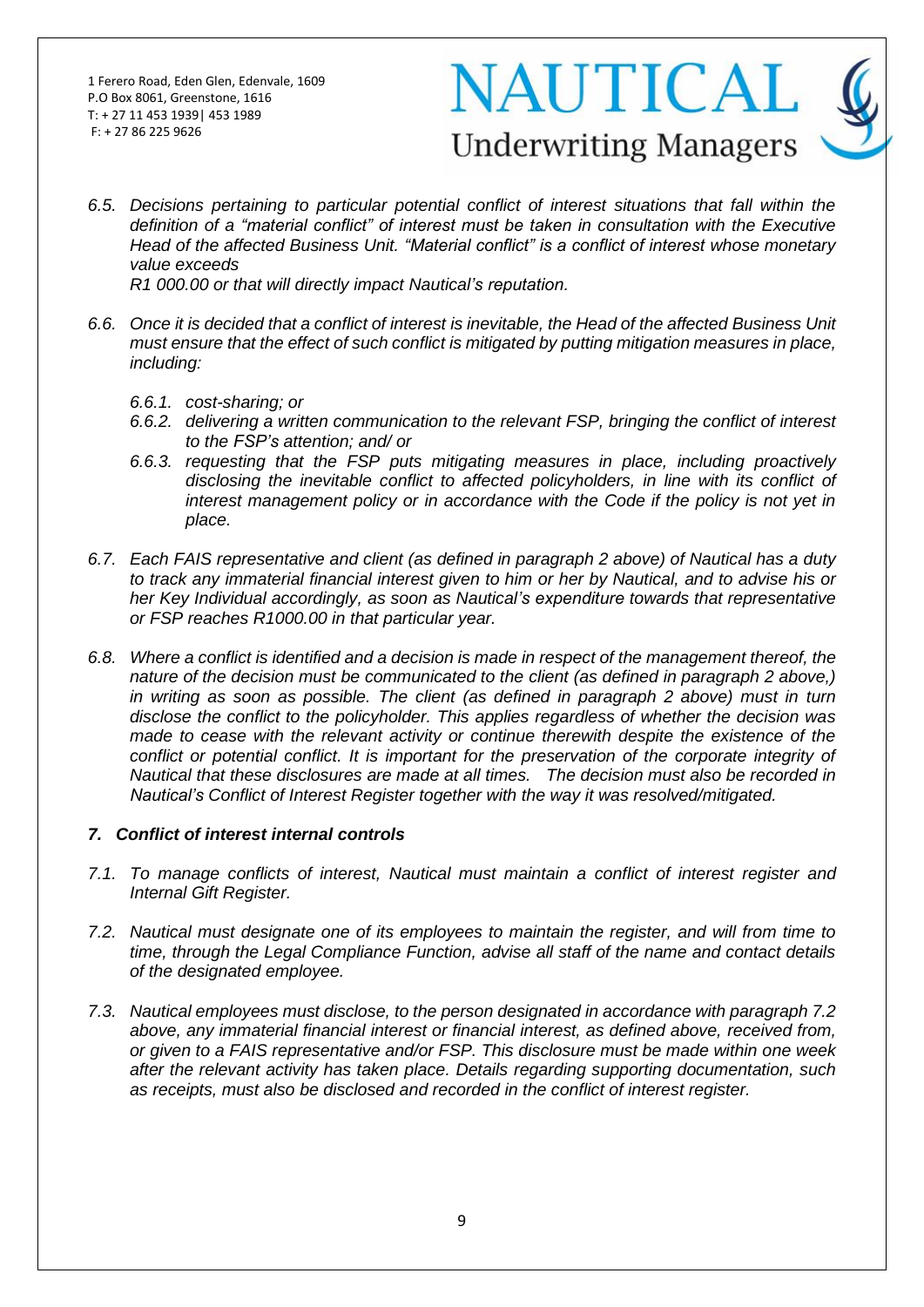*6.5. Decisions pertaining to particular potential conflict of interest situations that fall within the definition of a "material conflict" of interest must be taken in consultation with the Executive Head of the affected Business Unit. "Material conflict" is a conflict of interest whose monetary value exceeds R1 000.00 or that will directly impact Nautical's reputation.*

*6.6. Once it is decided that a conflict of interest is inevitable, the Head of the affected Business Unit must ensure that the effect of such conflict is mitigated by putting mitigation measures in place, including:*

- *6.6.1. cost-sharing; or*
- *6.6.2. delivering a written communication to the relevant FSP, bringing the conflict of interest to the FSP's attention; and/ or*
- *6.6.3. requesting that the FSP puts mitigating measures in place, including proactively disclosing the inevitable conflict to affected policyholders, in line with its conflict of interest management policy or in accordance with the Code if the policy is not yet in place.*

*6.7. Each FAIS representative and client (as defined in paragraph 2 above) of Nautical has a duty to track any immaterial financial interest given to him or her by Nautical, and to advise his or her Key Individual accordingly, as soon as Nautical's expenditure towards that representative or FSP reaches R1000.00 in that particular year.*

*6.8. Where a conflict is identified and a decision is made in respect of the management thereof, the nature of the decision must be communicated to the client (as defined in paragraph 2 above,) in writing as soon as possible. The client (as defined in paragraph 2 above) must in turn disclose the conflict to the policyholder. This applies regardless of whether the decision was made to cease with the relevant activity or continue therewith despite the existence of the conflict or potential conflict. It is important for the preservation of the corporate integrity of Nautical that these disclosures are made at all times. The decision must also be recorded in Nautical's Conflict of Interest Register together with the way it was resolved/mitigated.*

### *7. Conflict of interest internal controls*

*7.1. To manage conflicts of interest, Nautical must maintain a conflict of interest register and Internal Gift Register.*

*7.2. Nautical must designate one of its employees to maintain the register, and will from time to time, through the Legal Compliance Function, advise all staff of the name and contact details of the designated employee.*

*7.3. Nautical employees must disclose, to the person designated in accordance with paragraph 7.2 above, any immaterial financial interest or financial interest, as defined above, received from, or given to a FAIS representative and/or FSP. This disclosure must be made within one week after the relevant activity has taken place. Details regarding supporting documentation, such as receipts, must also be disclosed and recorded in the conflict of interest register.*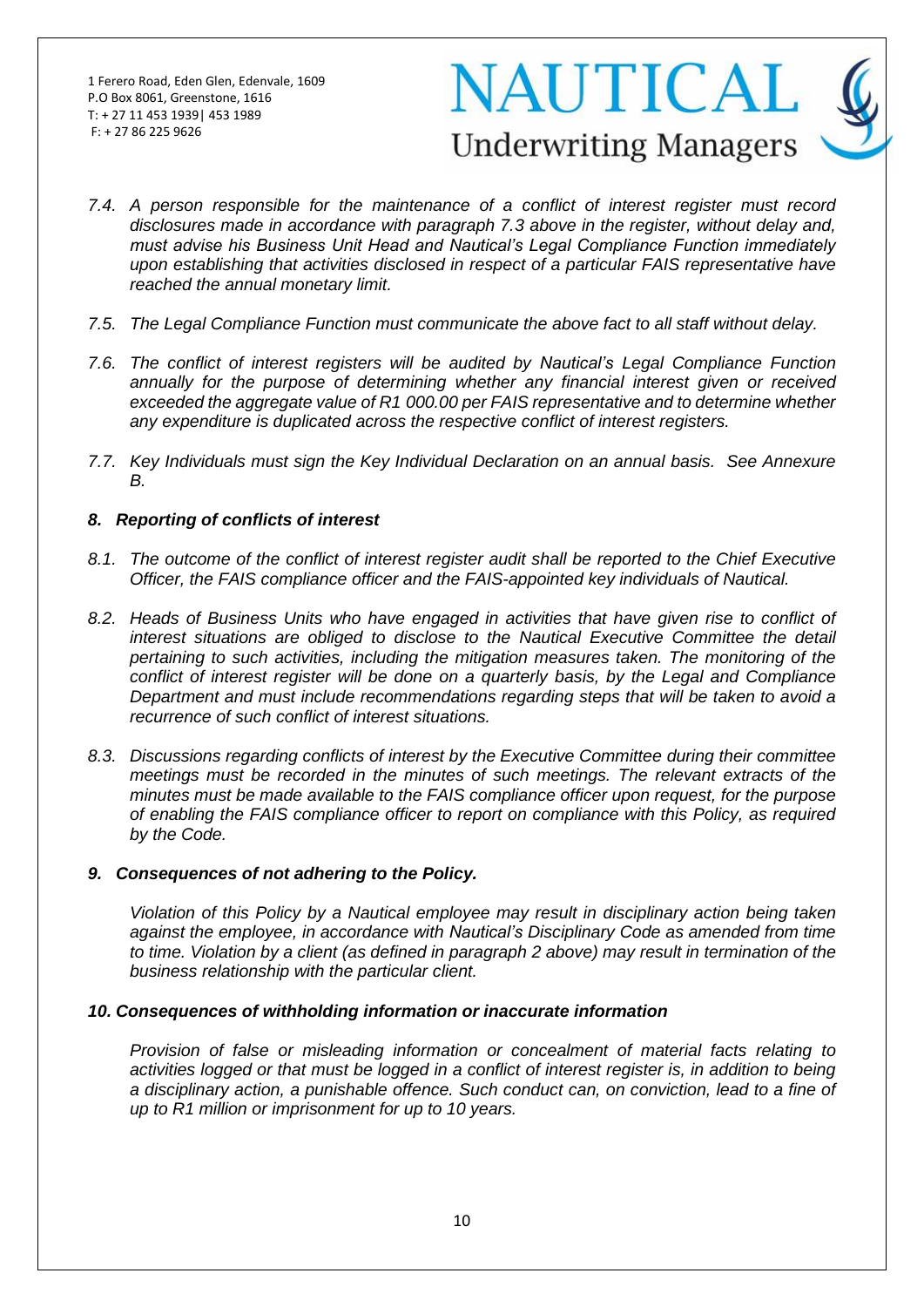*7.4. A person responsible for the maintenance of a conflict of interest register must record disclosures made in accordance with paragraph 7.3 above in the register, without delay and, must advise his Business Unit Head and Nautical's Legal Compliance Function immediately upon establishing that activities disclosed in respect of a particular FAIS representative have reached the annual monetary limit.*

*7.5. The Legal Compliance Function must communicate the above fact to all staff without delay.*

*7.6. The conflict of interest registers will be audited by Nautical's Legal Compliance Function annually for the purpose of determining whether any financial interest given or received exceeded the aggregate value of R1 000.00 per FAIS representative and to determine whether any expenditure is duplicated across the respective conflict of interest registers.*

*7.7. Key Individuals must sign the Key Individual Declaration on an annual basis. See Annexure B.*

### *8. Reporting of conflicts of interest*

*8.1. The outcome of the conflict of interest register audit shall be reported to the Chief Executive Officer, the FAIS compliance officer and the FAIS-appointed key individuals of Nautical.*

*8.2. Heads of Business Units who have engaged in activities that have given rise to conflict of interest situations are obliged to disclose to the Nautical Executive Committee the detail pertaining to such activities, including the mitigation measures taken. The monitoring of the conflict of interest register will be done on a quarterly basis, by the Legal and Compliance Department and must include recommendations regarding steps that will be taken to avoid a recurrence of such conflict of interest situations.*

*8.3. Discussions regarding conflicts of interest by the Executive Committee during their committee meetings must be recorded in the minutes of such meetings. The relevant extracts of the minutes must be made available to the FAIS compliance officer upon request, for the purpose of enabling the FAIS compliance officer to report on compliance with this Policy, as required by the Code.*

### *9. Consequences of not adhering to the Policy.*

*Violation of this Policy by a Nautical employee may result in disciplinary action being taken against the employee, in accordance with Nautical's Disciplinary Code as amended from time to time. Violation by a client (as defined in paragraph 2 above) may result in termination of the business relationship with the particular client.*

### *10. Consequences of withholding information or inaccurate information*

*Provision of false or misleading information or concealment of material facts relating to activities logged or that must be logged in a conflict of interest register is, in addition to being a disciplinary action, a punishable offence. Such conduct can, on conviction, lead to a fine of up to R1 million or imprisonment for up to 10 years.*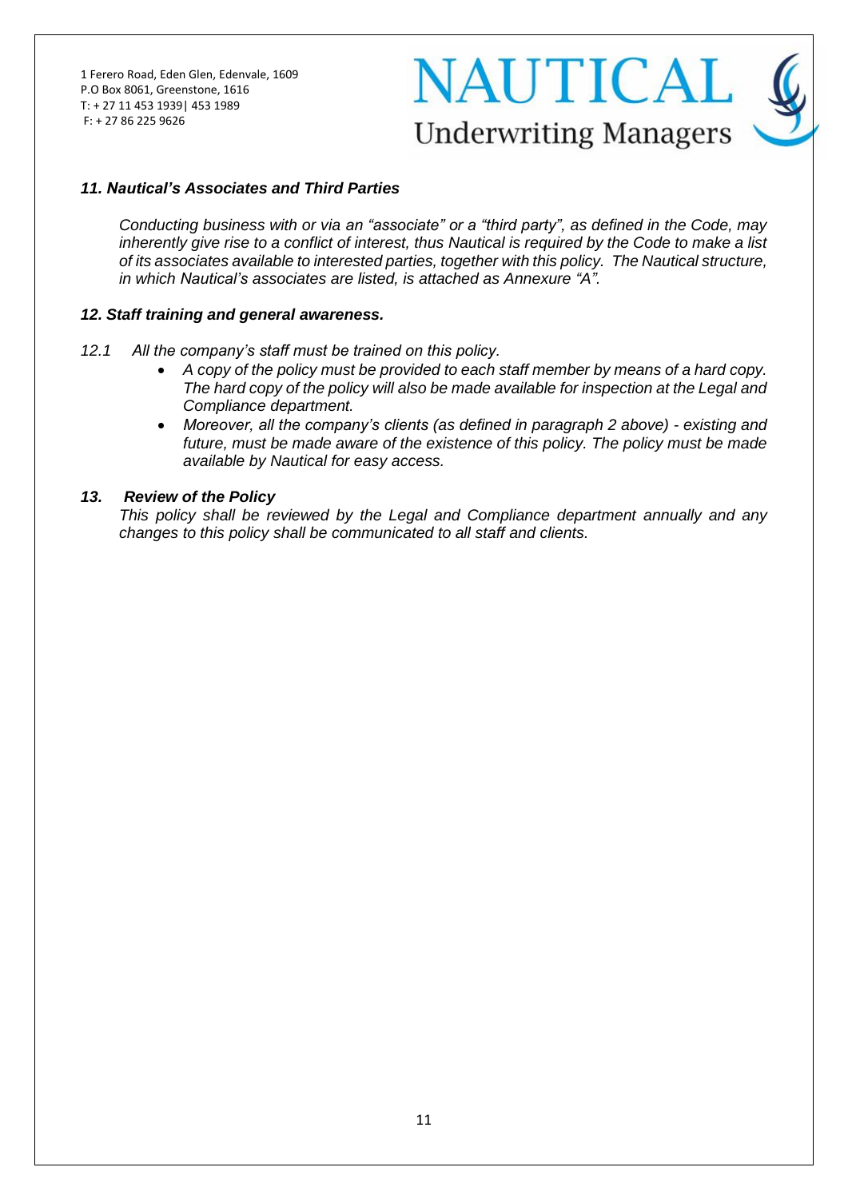### *11. Nautical's Associates and Third Parties*

*Conducting business with or via an "associate" or a "third party", as defined in the Code, may inherently give rise to a conflict of interest, thus Nautical is required by the Code to make a list of its associates available to interested parties, together with this policy. The Nautical structure, in which Nautical's associates are listed, is attached as Annexure "A".*

### *12. Staff training and general awareness.*

*12.1 All the company's staff must be trained on this policy.*

- *A copy of the policy must be provided to each staff member by means of a hard copy. The hard copy of the policy will also be made available for inspection at the Legal and Compliance department.*
- *Moreover, all the company's clients (as defined in paragraph 2 above) - existing and future, must be made aware of the existence of this policy. The policy must be made available by Nautical for easy access.*

### *13. Review of the Policy*

*This policy shall be reviewed by the Legal and Compliance department annually and any changes to this policy shall be communicated to all staff and clients.*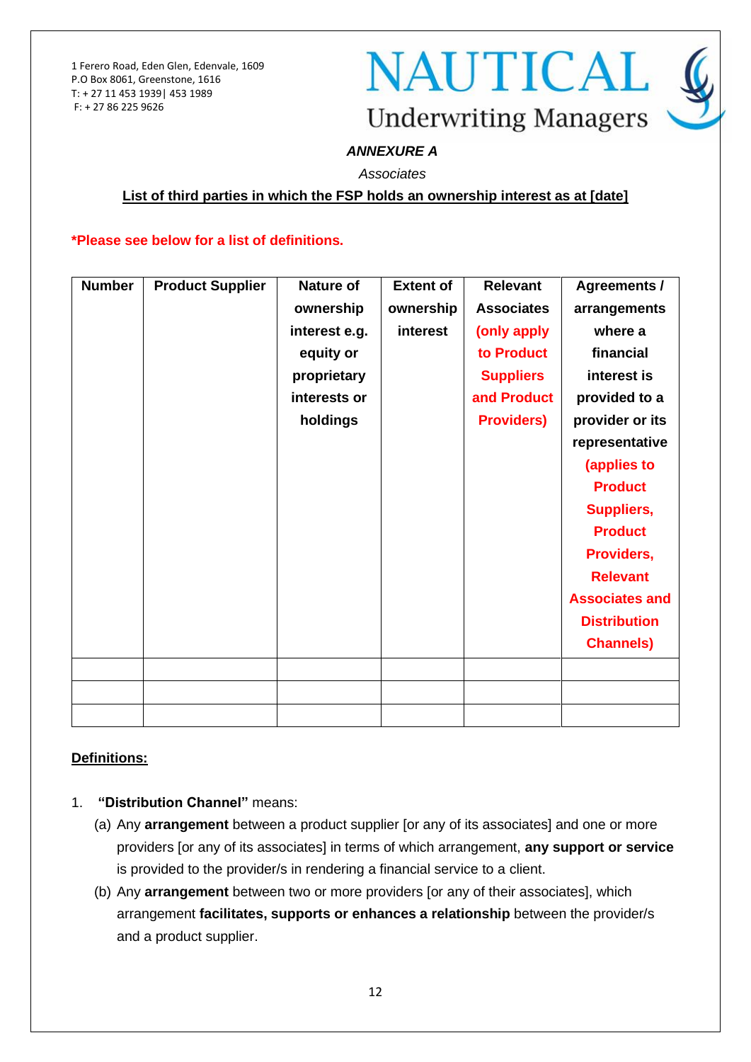1 Ferero Road, Eden Glen, Edenvale, 1609
P.O Box 8061, Greenstone, 1616
T: + 27 11 453 1939| 453 1989
F: + 27 86 225 9626

NAUTICAL
Underwriting Managers

***ANNEXURE A***

*Associates*

**List of third parties in which the FSP holds an ownership interest as at [date]**

***Please see below for a list of definitions.**

| Number | Product Supplier | Nature of ownership interest e.g. equity or proprietary interests or holdings | Extent of ownership interest | Relevant Associates (only apply to Product Suppliers and Product Providers) | Agreements / arrangements where a financial interest is provided to a provider or its representative (applies to Product Suppliers, Product Providers, Relevant Associates and Distribution Channels) |
|---|---|---|---|---|---|
| | | | | | |
| | | | | | |
| | | | | | |

**Definitions:**

1. **"Distribution Channel"** means:
   (a) Any **arrangement** between a product supplier [or any of its associates] and one or more providers [or any of its associates] in terms of which arrangement, **any support or service** is provided to the provider/s in rendering a financial service to a client.
   (b) Any **arrangement** between two or more providers [or any of their associates], which arrangement **facilitates, supports or enhances a relationship** between the provider/s and a product supplier.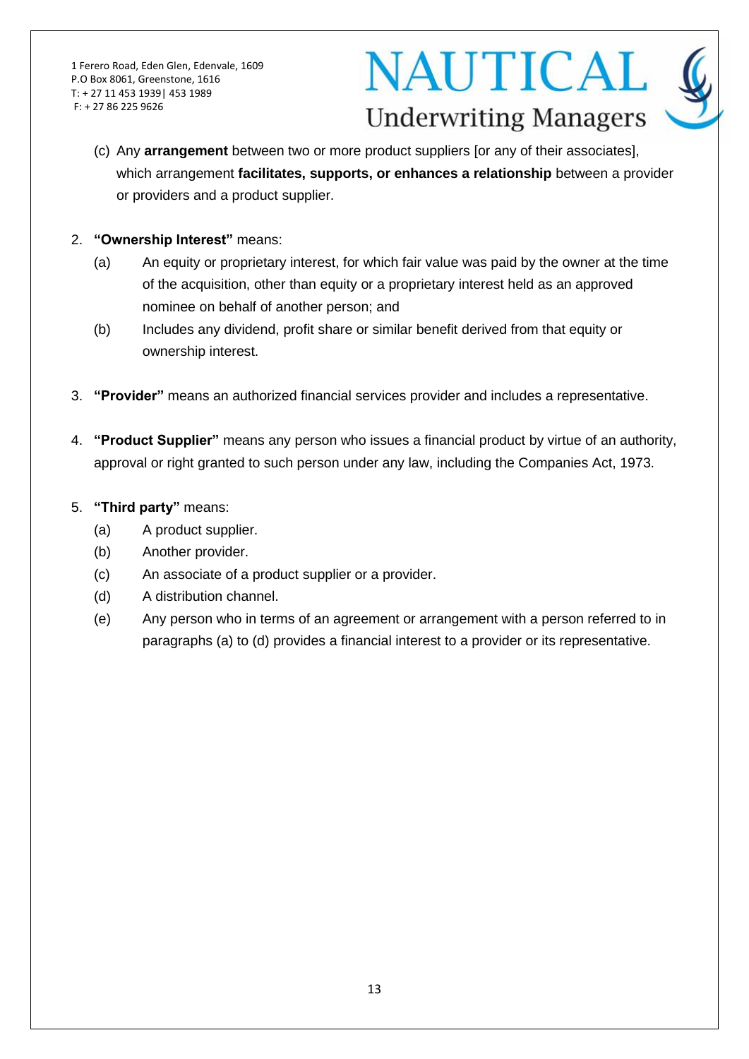(c) Any **arrangement** between two or more product suppliers [or any of their associates], which arrangement **facilitates, supports, or enhances a relationship** between a provider or providers and a product supplier.

2. **"Ownership Interest"** means:
   - (a) An equity or proprietary interest, for which fair value was paid by the owner at the time of the acquisition, other than equity or a proprietary interest held as an approved nominee on behalf of another person; and
   - (b) Includes any dividend, profit share or similar benefit derived from that equity or ownership interest.

3. **"Provider"** means an authorized financial services provider and includes a representative.

4. **"Product Supplier"** means any person who issues a financial product by virtue of an authority, approval or right granted to such person under any law, including the Companies Act, 1973.

5. **"Third party"** means:
   - (a) A product supplier.
   - (b) Another provider.
   - (c) An associate of a product supplier or a provider.
   - (d) A distribution channel.
   - (e) Any person who in terms of an agreement or arrangement with a person referred to in paragraphs (a) to (d) provides a financial interest to a provider or its representative.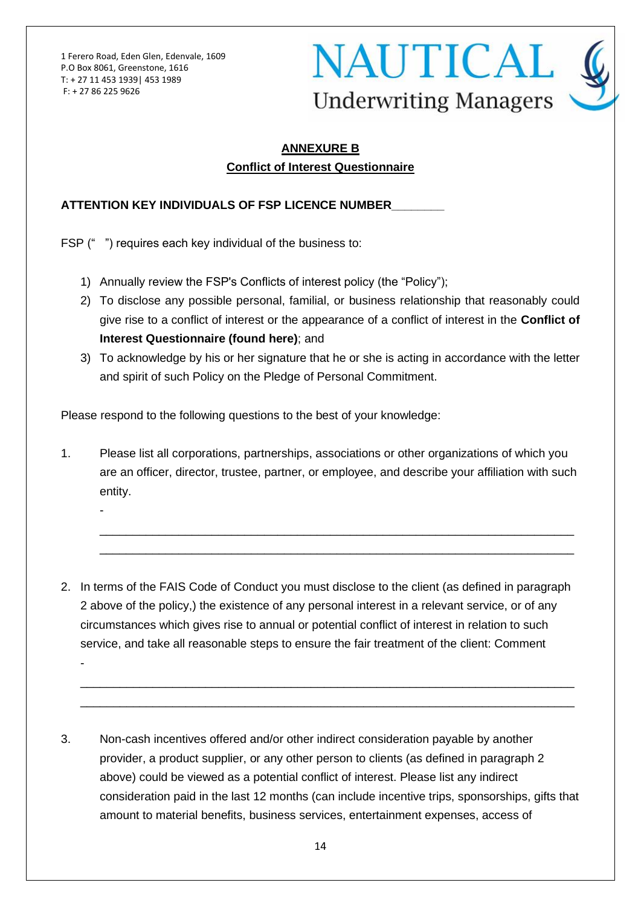1 Ferero Road, Eden Glen, Edenvale, 1609
P.O Box 8061, Greenstone, 1616
T: + 27 11 453 1939| 453 1989
F: + 27 86 225 9626

NAUTICAL
Underwriting Managers

## ANNEXURE B

## Conflict of Interest Questionnaire

**ATTENTION KEY INDIVIDUALS OF FSP LICENCE NUMBER________**

FSP (" ") requires each key individual of the business to:

1) Annually review the FSP's Conflicts of interest policy (the "Policy");
2) To disclose any possible personal, familial, or business relationship that reasonably could give rise to a conflict of interest or the appearance of a conflict of interest in the **Conflict of Interest Questionnaire (found here)**; and
3) To acknowledge by his or her signature that he or she is acting in accordance with the letter and spirit of such Policy on the Pledge of Personal Commitment.

Please respond to the following questions to the best of your knowledge:

1. Please list all corporations, partnerships, associations or other organizations of which you are an officer, director, trustee, partner, or employee, and describe your affiliation with such entity.

   -

   ___________________________________________________________________________

   ___________________________________________________________________________

2. In terms of the FAIS Code of Conduct you must disclose to the client (as defined in paragraph 2 above of the policy,) the existence of any personal interest in a relevant service, or of any circumstances which gives rise to annual or potential conflict of interest in relation to such service, and take all reasonable steps to ensure the fair treatment of the client: Comment

   -

   ___________________________________________________________________________

   ___________________________________________________________________________

3. Non-cash incentives offered and/or other indirect consideration payable by another provider, a product supplier, or any other person to clients (as defined in paragraph 2 above) could be viewed as a potential conflict of interest. Please list any indirect consideration paid in the last 12 months (can include incentive trips, sponsorships, gifts that amount to material benefits, business services, entertainment expenses, access of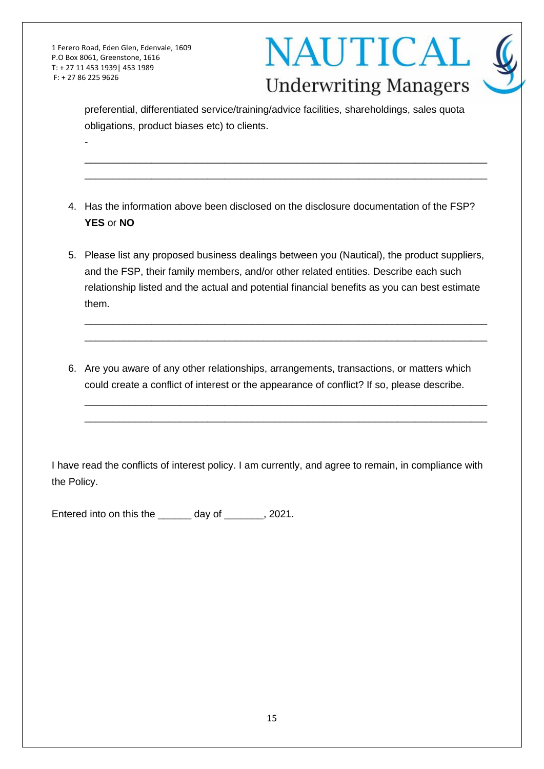preferential, differentiated service/training/advice facilities, shareholdings, sales quota obligations, product biases etc) to clients.

-

\_\_\_\_\_\_\_\_\_\_\_\_\_\_\_\_\_\_\_\_\_\_\_\_\_\_\_\_\_\_\_\_\_\_\_\_\_\_\_\_\_\_\_\_\_\_\_\_\_\_\_\_\_\_\_\_\_\_\_\_\_\_\_\_\_\_\_\_\_\_\_\_

\_\_\_\_\_\_\_\_\_\_\_\_\_\_\_\_\_\_\_\_\_\_\_\_\_\_\_\_\_\_\_\_\_\_\_\_\_\_\_\_\_\_\_\_\_\_\_\_\_\_\_\_\_\_\_\_\_\_\_\_\_\_\_\_\_\_\_\_\_\_\_\_

4. Has the information above been disclosed on the disclosure documentation of the FSP? **YES** or **NO**

5. Please list any proposed business dealings between you (Nautical), the product suppliers, and the FSP, their family members, and/or other related entities. Describe each such relationship listed and the actual and potential financial benefits as you can best estimate them.

   \_\_\_\_\_\_\_\_\_\_\_\_\_\_\_\_\_\_\_\_\_\_\_\_\_\_\_\_\_\_\_\_\_\_\_\_\_\_\_\_\_\_\_\_\_\_\_\_\_\_\_\_\_\_\_\_\_\_\_\_\_\_\_\_\_\_\_\_\_\_\_\_

   \_\_\_\_\_\_\_\_\_\_\_\_\_\_\_\_\_\_\_\_\_\_\_\_\_\_\_\_\_\_\_\_\_\_\_\_\_\_\_\_\_\_\_\_\_\_\_\_\_\_\_\_\_\_\_\_\_\_\_\_\_\_\_\_\_\_\_\_\_\_\_\_

6. Are you aware of any other relationships, arrangements, transactions, or matters which could create a conflict of interest or the appearance of conflict? If so, please describe.

   \_\_\_\_\_\_\_\_\_\_\_\_\_\_\_\_\_\_\_\_\_\_\_\_\_\_\_\_\_\_\_\_\_\_\_\_\_\_\_\_\_\_\_\_\_\_\_\_\_\_\_\_\_\_\_\_\_\_\_\_\_\_\_\_\_\_\_\_\_\_\_\_

   \_\_\_\_\_\_\_\_\_\_\_\_\_\_\_\_\_\_\_\_\_\_\_\_\_\_\_\_\_\_\_\_\_\_\_\_\_\_\_\_\_\_\_\_\_\_\_\_\_\_\_\_\_\_\_\_\_\_\_\_\_\_\_\_\_\_\_\_\_\_\_\_

I have read the conflicts of interest policy. I am currently, and agree to remain, in compliance with the Policy.

Entered into on this the \_\_\_\_\_\_ day of \_\_\_\_\_\_\_, 2021.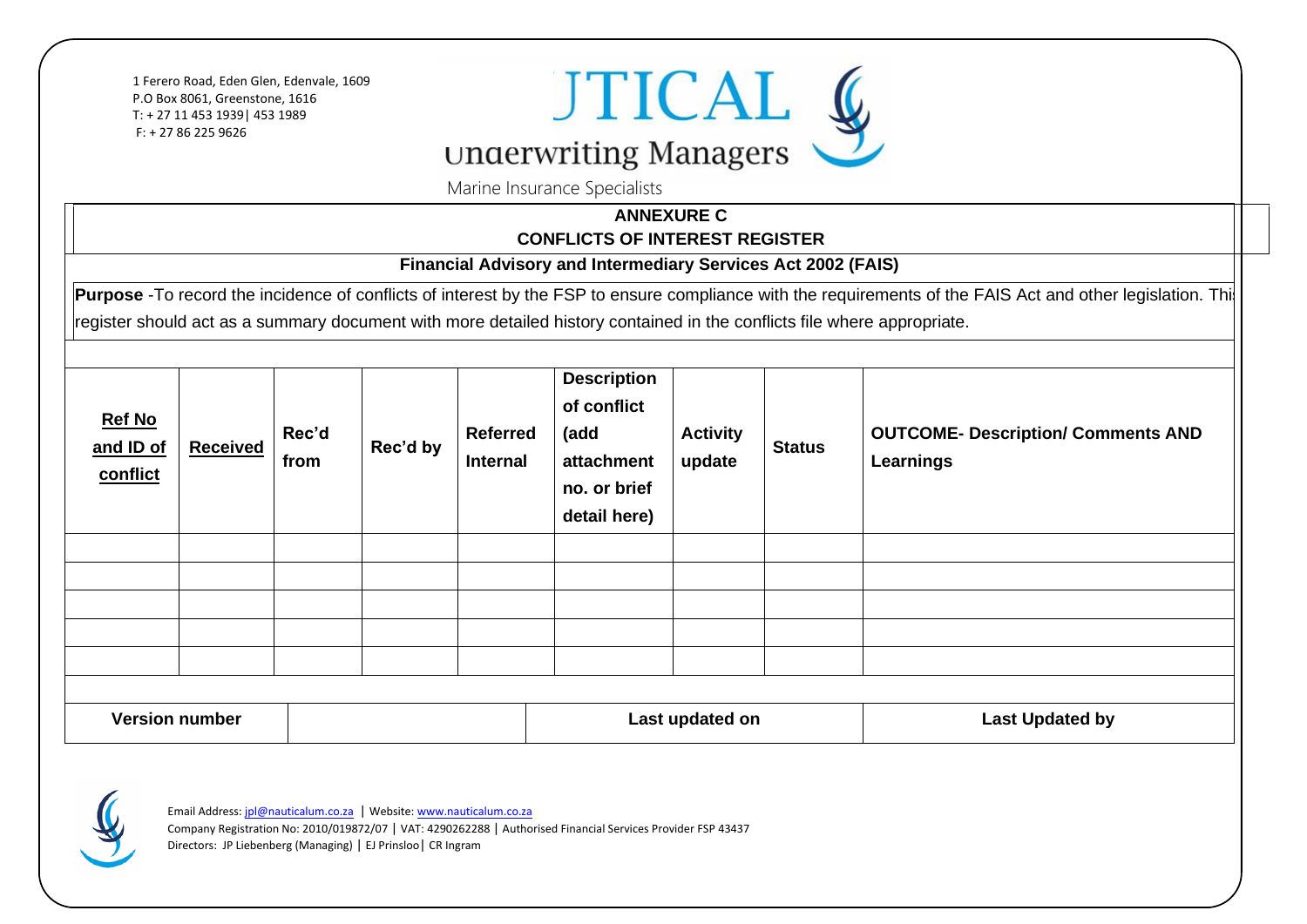1 Ferero Road, Eden Glen, Edenvale, 1609
P.O Box 8061, Greenstone, 1616
T: + 27 11 453 1939| 453 1989
F: + 27 86 225 9626

JTICAL
Underwriting Managers
Marine Insurance Specialists

## ANNEXURE C
## CONFLICTS OF INTEREST REGISTER

### Financial Advisory and Intermediary Services Act 2002 (FAIS)

**Purpose** -To record the incidence of conflicts of interest by the FSP to ensure compliance with the requirements of the FAIS Act and other legislation. This register should act as a summary document with more detailed history contained in the conflicts file where appropriate.

| **Ref No and ID of conflict** | **Received** | **Rec'd from** | **Rec'd by** | **Referred Internal** | **Description of conflict (add attachment no. or brief detail here)** | **Activity update** | **Status** | **OUTCOME- Description/ Comments AND Learnings** |
|---|---|---|---|---|---|---|---|---|
| | | | | | | | | |
| | | | | | | | | |
| | | | | | | | | |
| | | | | | | | | |
| | | | | | | | | |

| **Version number** | | **Last updated on** | **Last Updated by** |
|---|---|---|---|

Email Address: jpl@nauticalum.co.za | Website: www.nauticalum.co.za
Company Registration No: 2010/019872/07 | VAT: 4290262288 | Authorised Financial Services Provider FSP 43437
Directors: JP Liebenberg (Managing) | EJ Prinsloo | CR Ingram